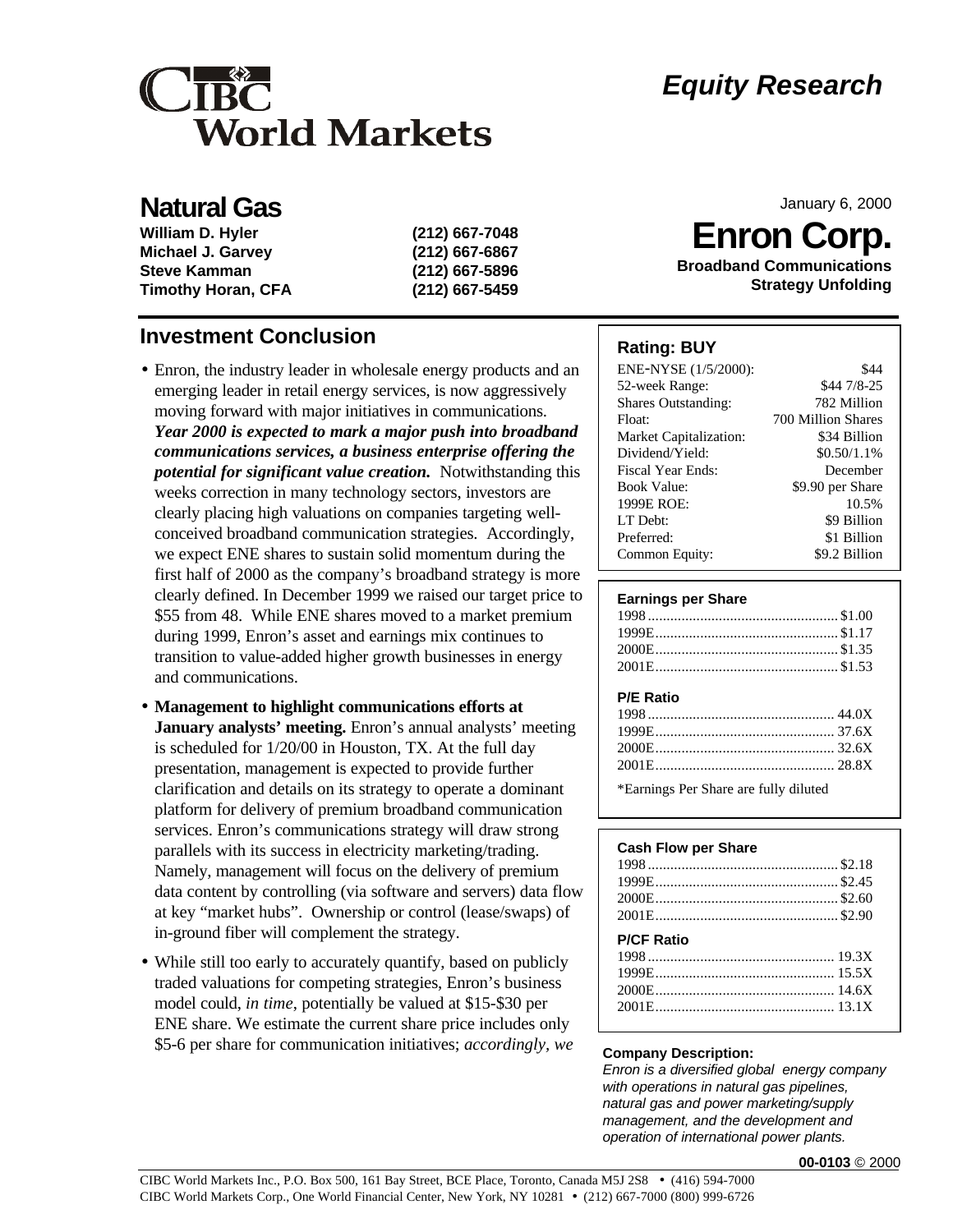# CIBC World Markets

## Equity Research

# Natural Gas

| | |
|---|---|
| **William D. Hyler** | **(212) 667-7048** |
| **Michael J. Garvey** | **(212) 667-6867** |
| **Steve Kamman** | **(212) 667-5896** |
| **Timothy Horan, CFA** | **(212) 667-5459** |

January 6, 2000

# Enron Corp.

**Broadband Communications Strategy Unfolding**

## Investment Conclusion

- Enron, the industry leader in wholesale energy products and an emerging leader in retail energy services, is now aggressively moving forward with major initiatives in communications. ***Year 2000 is expected to mark a major push into broadband communications services, a business enterprise offering the potential for significant value creation.*** Notwithstanding this weeks correction in many technology sectors, investors are clearly placing high valuations on companies targeting well-conceived broadband communication strategies. Accordingly, we expect ENE shares to sustain solid momentum during the first half of 2000 as the company's broadband strategy is more clearly defined. In December 1999 we raised our target price to $55 from 48. While ENE shares moved to a market premium during 1999, Enron's asset and earnings mix continues to transition to value-added higher growth businesses in energy and communications.

- **Management to highlight communications efforts at January analysts' meeting.** Enron's annual analysts' meeting is scheduled for 1/20/00 in Houston, TX. At the full day presentation, management is expected to provide further clarification and details on its strategy to operate a dominant platform for delivery of premium broadband communication services. Enron's communications strategy will draw strong parallels with its success in electricity marketing/trading. Namely, management will focus on the delivery of premium data content by controlling (via software and servers) data flow at key "market hubs". Ownership or control (lease/swaps) of in-ground fiber will complement the strategy.

- While still too early to accurately quantify, based on publicly traded valuations for competing strategies, Enron's business model could, *in time*, potentially be valued at $15-$30 per ENE share. We estimate the current share price includes only $5-6 per share for communication initiatives; *accordingly, we*

### Rating: BUY

| | |
|---|---|
| ENE-NYSE (1/5/2000): | $44 |
| 52-week Range: | $44 7/8-25 |
| Shares Outstanding: | 782 Million |
| Float: | 700 Million Shares |
| Market Capitalization: | $34 Billion |
| Dividend/Yield: | $0.50/1.1% |
| Fiscal Year Ends: | December |
| Book Value: | $9.90 per Share |
| 1999E ROE: | 10.5% |
| LT Debt: | $9 Billion |
| Preferred: | $1 Billion |
| Common Equity: | $9.2 Billion |

**Earnings per Share**

| | |
|---|---|
| 1998 | $1.00 |
| 1999E | $1.17 |
| 2000E | $1.35 |
| 2001E | $1.53 |

**P/E Ratio**

| | |
|---|---|
| 1998 | 44.0X |
| 1999E | 37.6X |
| 2000E | 32.6X |
| 2001E | 28.8X |

*Earnings Per Share are fully diluted

**Cash Flow per Share**

| | |
|---|---|
| 1998 | $2.18 |
| 1999E | $2.45 |
| 2000E | $2.60 |
| 2001E | $2.90 |

**P/CF Ratio**

| | |
|---|---|
| 1998 | 19.3X |
| 1999E | 15.5X |
| 2000E | 14.6X |
| 2001E | 13.1X |

**Company Description:**

*Enron is a diversified global energy company with operations in natural gas pipelines, natural gas and power marketing/supply management, and the development and operation of international power plants.*

**00-0103** © 2000

CIBC World Markets Inc., P.O. Box 500, 161 Bay Street, BCE Place, Toronto, Canada M5J 2S8 • (416) 594-7000
CIBC World Markets Corp., One World Financial Center, New York, NY 10281 • (212) 667-7000 (800) 999-6726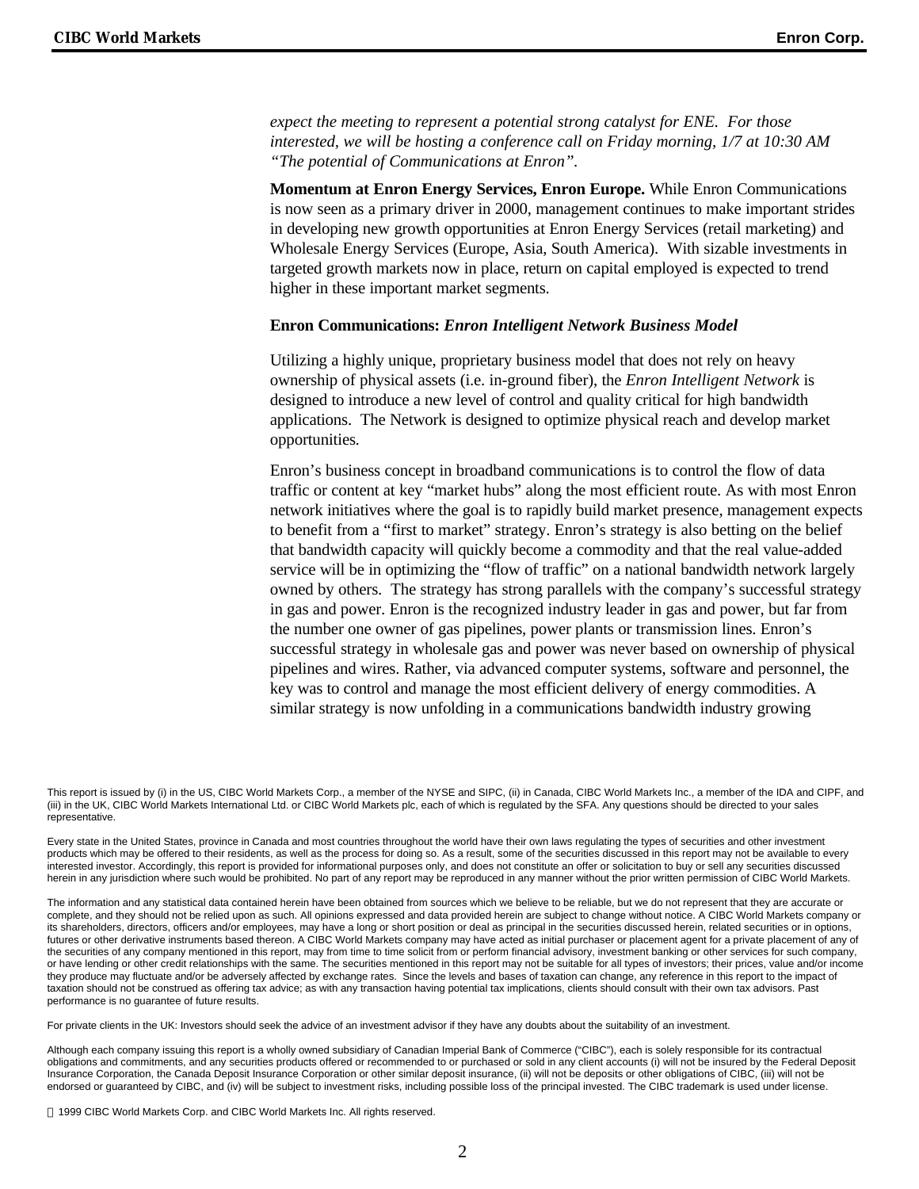*expect the meeting to represent a potential strong catalyst for ENE. For those interested, we will be hosting a conference call on Friday morning, 1/7 at 10:30 AM "The potential of Communications at Enron".*

**Momentum at Enron Energy Services, Enron Europe.** While Enron Communications is now seen as a primary driver in 2000, management continues to make important strides in developing new growth opportunities at Enron Energy Services (retail marketing) and Wholesale Energy Services (Europe, Asia, South America). With sizable investments in targeted growth markets now in place, return on capital employed is expected to trend higher in these important market segments.

**Enron Communications: *Enron Intelligent Network Business Model***

Utilizing a highly unique, proprietary business model that does not rely on heavy ownership of physical assets (i.e. in-ground fiber), the *Enron Intelligent Network* is designed to introduce a new level of control and quality critical for high bandwidth applications. The Network is designed to optimize physical reach and develop market opportunities.

Enron's business concept in broadband communications is to control the flow of data traffic or content at key "market hubs" along the most efficient route. As with most Enron network initiatives where the goal is to rapidly build market presence, management expects to benefit from a "first to market" strategy. Enron's strategy is also betting on the belief that bandwidth capacity will quickly become a commodity and that the real value-added service will be in optimizing the "flow of traffic" on a national bandwidth network largely owned by others. The strategy has strong parallels with the company's successful strategy in gas and power. Enron is the recognized industry leader in gas and power, but far from the number one owner of gas pipelines, power plants or transmission lines. Enron's successful strategy in wholesale gas and power was never based on ownership of physical pipelines and wires. Rather, via advanced computer systems, software and personnel, the key was to control and manage the most efficient delivery of energy commodities. A similar strategy is now unfolding in a communications bandwidth industry growing

This report is issued by (i) in the US, CIBC World Markets Corp., a member of the NYSE and SIPC, (ii) in Canada, CIBC World Markets Inc., a member of the IDA and CIPF, and (iii) in the UK, CIBC World Markets International Ltd. or CIBC World Markets plc, each of which is regulated by the SFA. Any questions should be directed to your sales representative.

Every state in the United States, province in Canada and most countries throughout the world have their own laws regulating the types of securities and other investment products which may be offered to their residents, as well as the process for doing so. As a result, some of the securities discussed in this report may not be available to every interested investor. Accordingly, this report is provided for informational purposes only, and does not constitute an offer or solicitation to buy or sell any securities discussed herein in any jurisdiction where such would be prohibited. No part of any report may be reproduced in any manner without the prior written permission of CIBC World Markets.

The information and any statistical data contained herein have been obtained from sources which we believe to be reliable, but we do not represent that they are accurate or complete, and they should not be relied upon as such. All opinions expressed and data provided herein are subject to change without notice. A CIBC World Markets company or its shareholders, directors, officers and/or employees, may have a long or short position or deal as principal in the securities discussed herein, related securities or in options, futures or other derivative instruments based thereon. A CIBC World Markets company may have acted as initial purchaser or placement agent for a private placement of any of the securities of any company mentioned in this report, may from time to time solicit from or perform financial advisory, investment banking or other services for such company, or have lending or other credit relationships with the same. The securities mentioned in this report may not be suitable for all types of investors; their prices, value and/or income they produce may fluctuate and/or be adversely affected by exchange rates. Since the levels and bases of taxation can change, any reference in this report to the impact of taxation should not be construed as offering tax advice; as with any transaction having potential tax implications, clients should consult with their own tax advisors. Past performance is no guarantee of future results.

For private clients in the UK: Investors should seek the advice of an investment advisor if they have any doubts about the suitability of an investment.

Although each company issuing this report is a wholly owned subsidiary of Canadian Imperial Bank of Commerce ("CIBC"), each is solely responsible for its contractual obligations and commitments, and any securities products offered or recommended to or purchased or sold in any client accounts (i) will not be insured by the Federal Deposit Insurance Corporation, the Canada Deposit Insurance Corporation or other similar deposit insurance, (ii) will not be deposits or other obligations of CIBC, (iii) will not be endorsed or guaranteed by CIBC, and (iv) will be subject to investment risks, including possible loss of the principal invested. The CIBC trademark is used under license.

© 1999 CIBC World Markets Corp. and CIBC World Markets Inc. All rights reserved.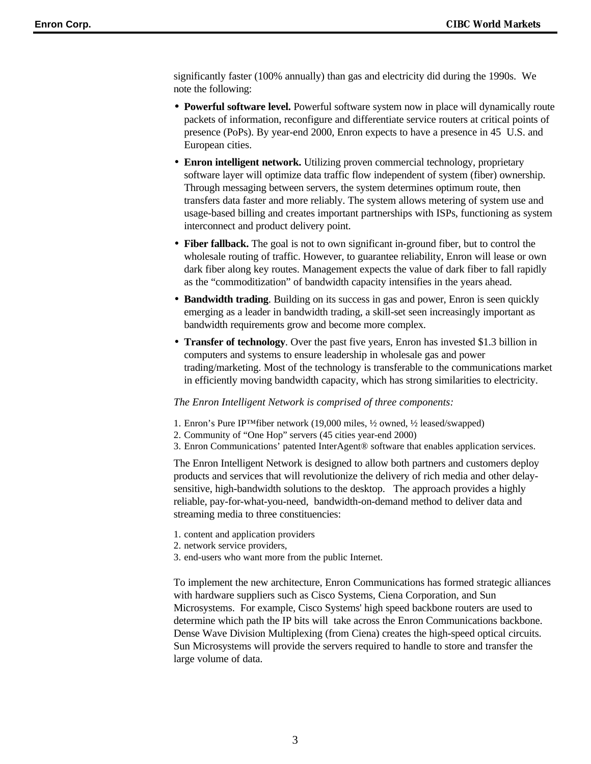significantly faster (100% annually) than gas and electricity did during the 1990s. We note the following:

- **Powerful software level.** Powerful software system now in place will dynamically route packets of information, reconfigure and differentiate service routers at critical points of presence (PoPs). By year-end 2000, Enron expects to have a presence in 45 U.S. and European cities.
- **Enron intelligent network.** Utilizing proven commercial technology, proprietary software layer will optimize data traffic flow independent of system (fiber) ownership. Through messaging between servers, the system determines optimum route, then transfers data faster and more reliably. The system allows metering of system use and usage-based billing and creates important partnerships with ISPs, functioning as system interconnect and product delivery point.
- **Fiber fallback.** The goal is not to own significant in-ground fiber, but to control the wholesale routing of traffic. However, to guarantee reliability, Enron will lease or own dark fiber along key routes. Management expects the value of dark fiber to fall rapidly as the "commoditization" of bandwidth capacity intensifies in the years ahead.
- **Bandwidth trading**. Building on its success in gas and power, Enron is seen quickly emerging as a leader in bandwidth trading, a skill-set seen increasingly important as bandwidth requirements grow and become more complex.
- **Transfer of technology**. Over the past five years, Enron has invested $1.3 billion in computers and systems to ensure leadership in wholesale gas and power trading/marketing. Most of the technology is transferable to the communications market in efficiently moving bandwidth capacity, which has strong similarities to electricity.

*The Enron Intelligent Network is comprised of three components:*

1. Enron's Pure IP™fiber network (19,000 miles, ½ owned, ½ leased/swapped)
2. Community of "One Hop" servers (45 cities year-end 2000)
3. Enron Communications' patented InterAgent® software that enables application services.

The Enron Intelligent Network is designed to allow both partners and customers deploy products and services that will revolutionize the delivery of rich media and other delay-sensitive, high-bandwidth solutions to the desktop. The approach provides a highly reliable, pay-for-what-you-need, bandwidth-on-demand method to deliver data and streaming media to three constituencies:

1. content and application providers
2. network service providers,
3. end-users who want more from the public Internet.

To implement the new architecture, Enron Communications has formed strategic alliances with hardware suppliers such as Cisco Systems, Ciena Corporation, and Sun Microsystems. For example, Cisco Systems' high speed backbone routers are used to determine which path the IP bits will take across the Enron Communications backbone. Dense Wave Division Multiplexing (from Ciena) creates the high-speed optical circuits. Sun Microsystems will provide the servers required to handle to store and transfer the large volume of data.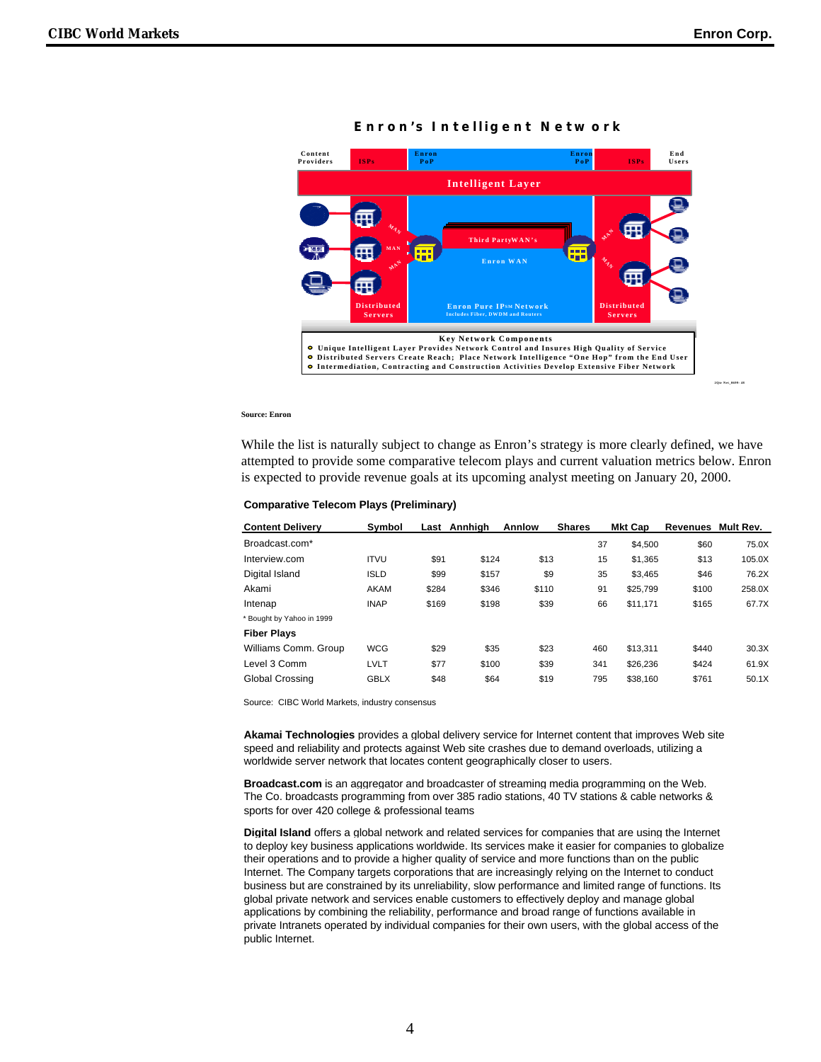**Enron's Intelligent Network**

Content Providers | ISPs | Enron PoP | Enron PoP | ISPs | End Users

Intelligent Layer

MAN | MAN | MAN | Third PartyWAN's | Enron WAN | MAN | MAN

Distributed Servers | Enron Pure IPSM Network Includes Fiber, DWDM and Routers | Distributed Servers

Key Network Components
- Unique Intelligent Layer Provides Network Control and Insures High Quality of Service
- Distributed Servers Create Reach; Place Network Intelligence "One Hop" from the End User
- Intermediation, Contracting and Construction Activities Develop Extensive Fiber Network

Source: Enron

While the list is naturally subject to change as Enron's strategy is more clearly defined, we have attempted to provide some comparative telecom plays and current valuation metrics below. Enron is expected to provide revenue goals at its upcoming analyst meeting on January 20, 2000.

**Comparative Telecom Plays (Preliminary)**

| Content Delivery | Symbol | Last | Annhigh | Annlow | Shares | Mkt Cap | Revenues | Mult Rev. |
|---|---|---|---|---|---|---|---|---|
| Broadcast.com* | | | | | 37 | $4,500 | $60 | 75.0X |
| Interview.com | ITVU | $91 | $124 | $13 | 15 | $1,365 | $13 | 105.0X |
| Digital Island | ISLD | $99 | $157 | $9 | 35 | $3,465 | $46 | 76.2X |
| Akami | AKAM | $284 | $346 | $110 | 91 | $25,799 | $100 | 258.0X |
| Intenap | INAP | $169 | $198 | $39 | 66 | $11,171 | $165 | 67.7X |
| * Bought by Yahoo in 1999 | | | | | | | | |
| **Fiber Plays** | | | | | | | | |
| Williams Comm. Group | WCG | $29 | $35 | $23 | 460 | $13,311 | $440 | 30.3X |
| Level 3 Comm | LVLT | $77 | $100 | $39 | 341 | $26,236 | $424 | 61.9X |
| Global Crossing | GBLX | $48 | $64 | $19 | 795 | $38,160 | $761 | 50.1X |

Source: CIBC World Markets, industry consensus

**Akamai Technologies** provides a global delivery service for Internet content that improves Web site speed and reliability and protects against Web site crashes due to demand overloads, utilizing a worldwide server network that locates content geographically closer to users.

**Broadcast.com** is an aggregator and broadcaster of streaming media programming on the Web. The Co. broadcasts programming from over 385 radio stations, 40 TV stations & cable networks & sports for over 420 college & professional teams

**Digital Island** offers a global network and related services for companies that are using the Internet to deploy key business applications worldwide. Its services make it easier for companies to globalize their operations and to provide a higher quality of service and more functions than on the public Internet. The Company targets corporations that are increasingly relying on the Internet to conduct business but are constrained by its unreliability, slow performance and limited range of functions. Its global private network and services enable customers to effectively deploy and manage global applications by combining the reliability, performance and broad range of functions available in private Intranets operated by individual companies for their own users, with the global access of the public Internet.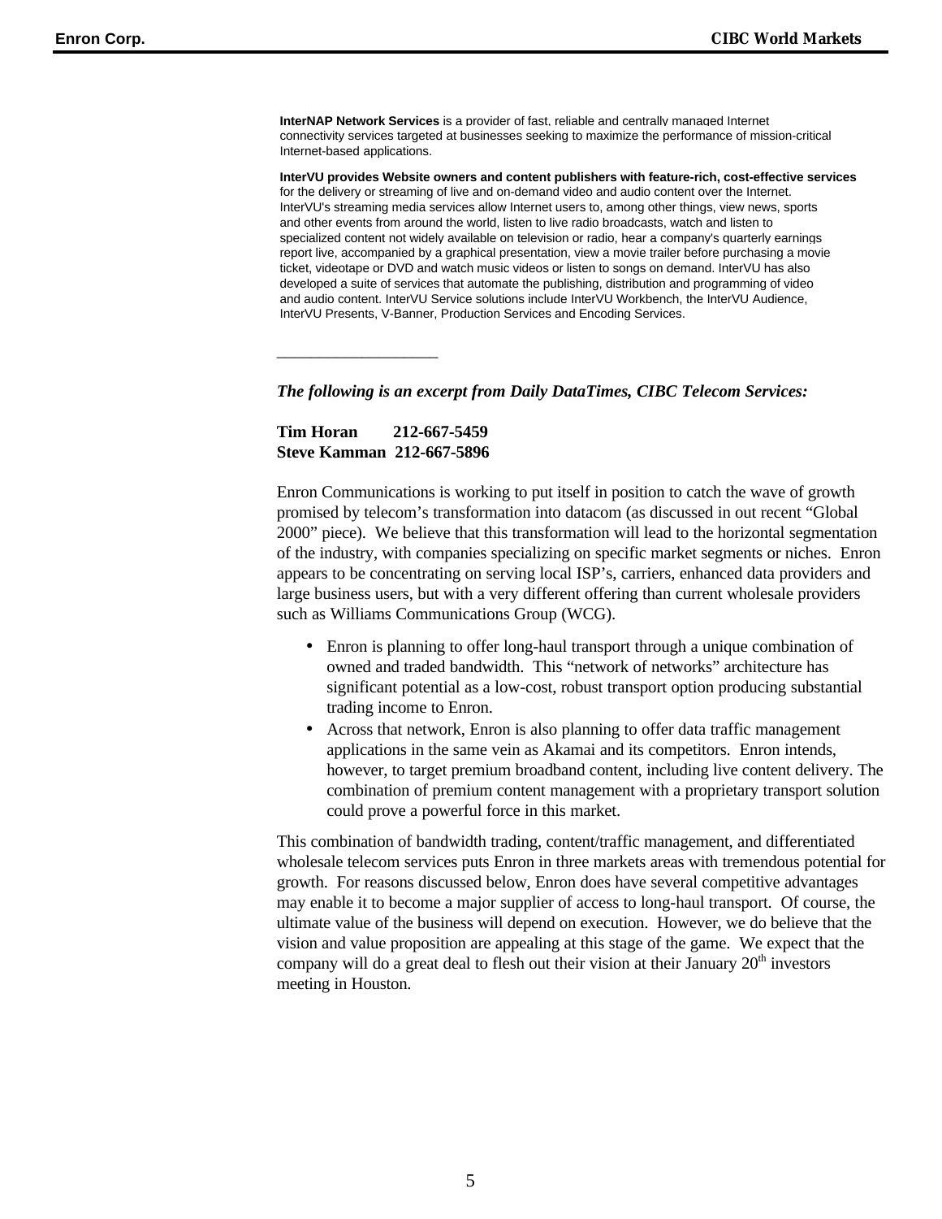**InterNAP Network Services** is a provider of fast, reliable and centrally managed Internet connectivity services targeted at businesses seeking to maximize the performance of mission-critical Internet-based applications.

**InterVU provides Website owners and content publishers with feature-rich, cost-effective services** for the delivery or streaming of live and on-demand video and audio content over the Internet. InterVU's streaming media services allow Internet users to, among other things, view news, sports and other events from around the world, listen to live radio broadcasts, watch and listen to specialized content not widely available on television or radio, hear a company's quarterly earnings report live, accompanied by a graphical presentation, view a movie trailer before purchasing a movie ticket, videotape or DVD and watch music videos or listen to songs on demand. InterVU has also developed a suite of services that automate the publishing, distribution and programming of video and audio content. InterVU Service solutions include InterVU Workbench, the InterVU Audience, InterVU Presents, V-Banner, Production Services and Encoding Services.

___________________

***The following is an excerpt from Daily DataTimes, CIBC Telecom Services:***

**Tim Horan 212-667-5459**
**Steve Kamman 212-667-5896**

Enron Communications is working to put itself in position to catch the wave of growth promised by telecom's transformation into datacom (as discussed in out recent "Global 2000" piece). We believe that this transformation will lead to the horizontal segmentation of the industry, with companies specializing on specific market segments or niches. Enron appears to be concentrating on serving local ISP's, carriers, enhanced data providers and large business users, but with a very different offering than current wholesale providers such as Williams Communications Group (WCG).

- Enron is planning to offer long-haul transport through a unique combination of owned and traded bandwidth. This "network of networks" architecture has significant potential as a low-cost, robust transport option producing substantial trading income to Enron.
- Across that network, Enron is also planning to offer data traffic management applications in the same vein as Akamai and its competitors. Enron intends, however, to target premium broadband content, including live content delivery. The combination of premium content management with a proprietary transport solution could prove a powerful force in this market.

This combination of bandwidth trading, content/traffic management, and differentiated wholesale telecom services puts Enron in three markets areas with tremendous potential for growth. For reasons discussed below, Enron does have several competitive advantages may enable it to become a major supplier of access to long-haul transport. Of course, the ultimate value of the business will depend on execution. However, we do believe that the vision and value proposition are appealing at this stage of the game. We expect that the company will do a great deal to flesh out their vision at their January 20th investors meeting in Houston.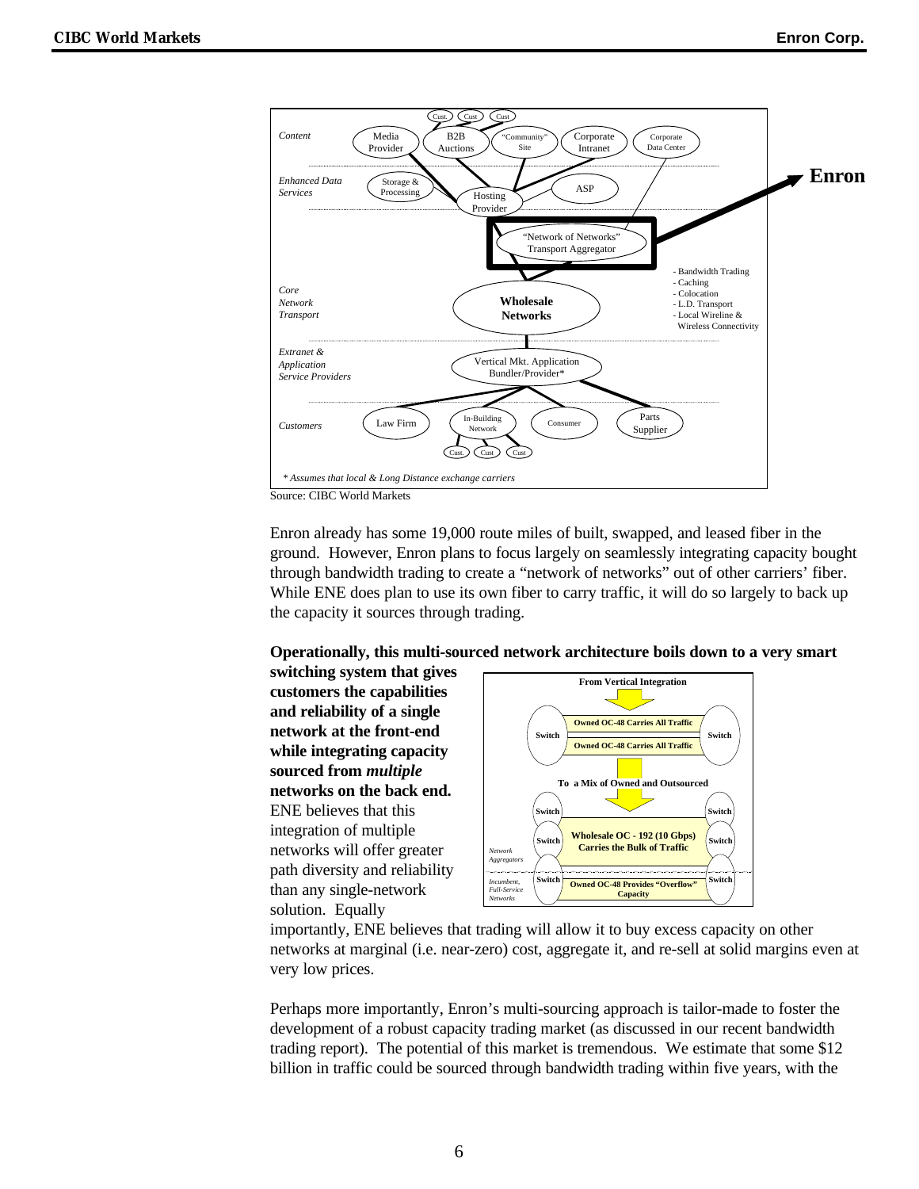Source: CIBC World Markets

Enron already has some 19,000 route miles of built, swapped, and leased fiber in the ground. However, Enron plans to focus largely on seamlessly integrating capacity bought through bandwidth trading to create a "network of networks" out of other carriers' fiber. While ENE does plan to use its own fiber to carry traffic, it will do so largely to back up the capacity it sources through trading.

**Operationally, this multi-sourced network architecture boils down to a very smart switching system that gives customers the capabilities and reliability of a single network at the front-end while integrating capacity sourced from *multiple* networks on the back end.** ENE believes that this integration of multiple networks will offer greater path diversity and reliability than any single-network solution. Equally importantly, ENE believes that trading will allow it to buy excess capacity on other networks at marginal (i.e. near-zero) cost, aggregate it, and re-sell at solid margins even at very low prices.

Perhaps more importantly, Enron's multi-sourcing approach is tailor-made to foster the development of a robust capacity trading market (as discussed in our recent bandwidth trading report). The potential of this market is tremendous. We estimate that some $12 billion in traffic could be sourced through bandwidth trading within five years, with the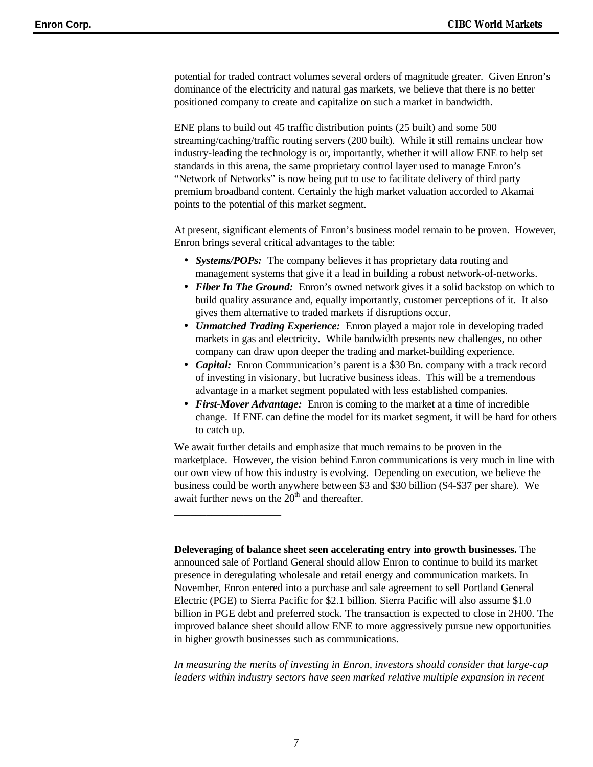potential for traded contract volumes several orders of magnitude greater. Given Enron's dominance of the electricity and natural gas markets, we believe that there is no better positioned company to create and capitalize on such a market in bandwidth.

ENE plans to build out 45 traffic distribution points (25 built) and some 500 streaming/caching/traffic routing servers (200 built). While it still remains unclear how industry-leading the technology is or, importantly, whether it will allow ENE to help set standards in this arena, the same proprietary control layer used to manage Enron's "Network of Networks" is now being put to use to facilitate delivery of third party premium broadband content. Certainly the high market valuation accorded to Akamai points to the potential of this market segment.

At present, significant elements of Enron's business model remain to be proven. However, Enron brings several critical advantages to the table:

- ***Systems/POPs:*** The company believes it has proprietary data routing and management systems that give it a lead in building a robust network-of-networks.
- ***Fiber In The Ground:*** Enron's owned network gives it a solid backstop on which to build quality assurance and, equally importantly, customer perceptions of it. It also gives them alternative to traded markets if disruptions occur.
- ***Unmatched Trading Experience:*** Enron played a major role in developing traded markets in gas and electricity. While bandwidth presents new challenges, no other company can draw upon deeper the trading and market-building experience.
- ***Capital:*** Enron Communication's parent is a $30 Bn. company with a track record of investing in visionary, but lucrative business ideas. This will be a tremendous advantage in a market segment populated with less established companies.
- ***First-Mover Advantage:*** Enron is coming to the market at a time of incredible change. If ENE can define the model for its market segment, it will be hard for others to catch up.

We await further details and emphasize that much remains to be proven in the marketplace. However, the vision behind Enron communications is very much in line with our own view of how this industry is evolving. Depending on execution, we believe the business could be worth anywhere between $3 and $30 billion ($4-$37 per share). We await further news on the 20th and thereafter.

---

**Deleveraging of balance sheet seen accelerating entry into growth businesses.** The announced sale of Portland General should allow Enron to continue to build its market presence in deregulating wholesale and retail energy and communication markets. In November, Enron entered into a purchase and sale agreement to sell Portland General Electric (PGE) to Sierra Pacific for $2.1 billion. Sierra Pacific will also assume $1.0 billion in PGE debt and preferred stock. The transaction is expected to close in 2H00. The improved balance sheet should allow ENE to more aggressively pursue new opportunities in higher growth businesses such as communications.

*In measuring the merits of investing in Enron, investors should consider that large-cap leaders within industry sectors have seen marked relative multiple expansion in recent*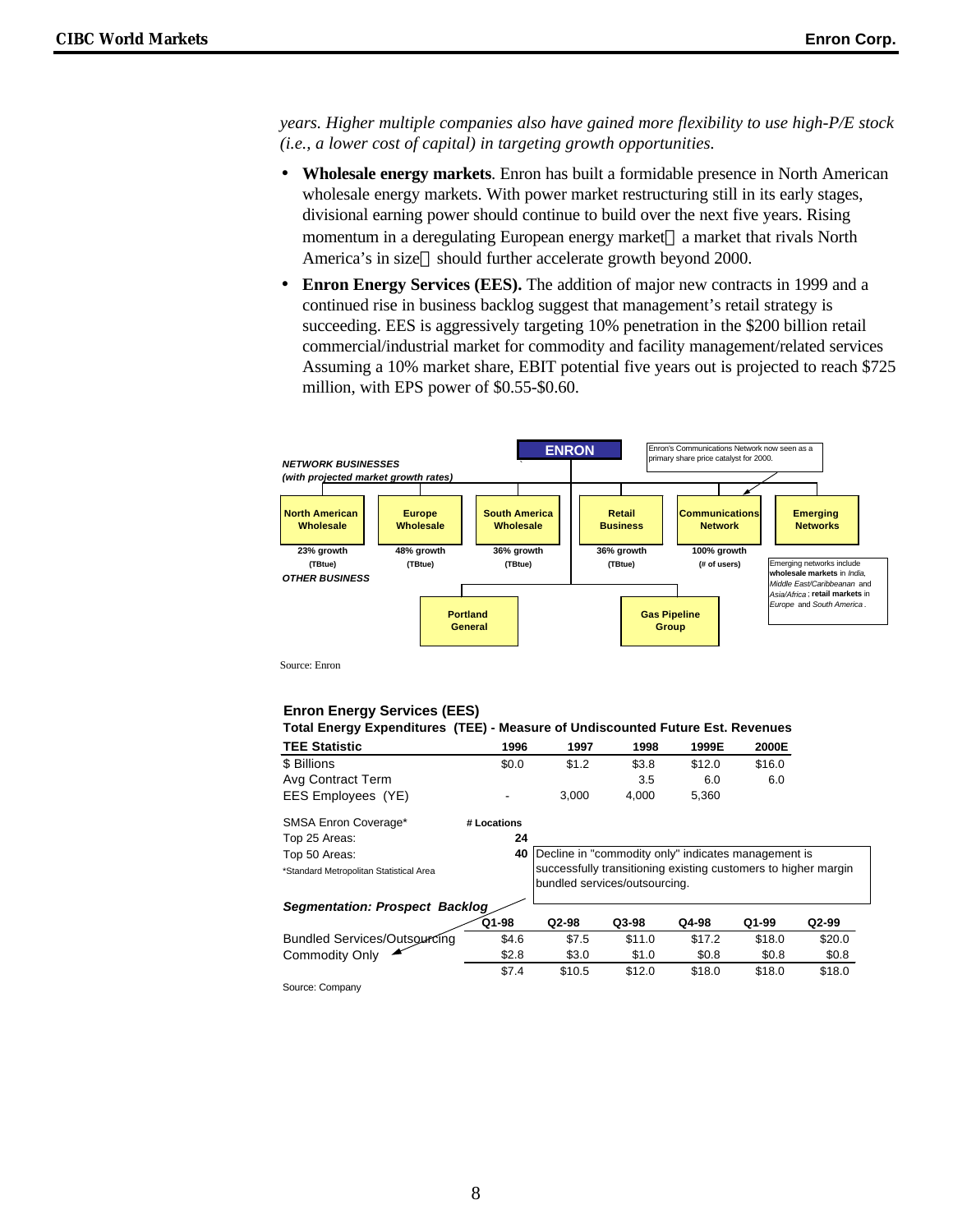*years. Higher multiple companies also have gained more flexibility to use high-P/E stock (i.e., a lower cost of capital) in targeting growth opportunities.*

- **Wholesale energy markets**. Enron has built a formidable presence in North American wholesale energy markets. With power market restructuring still in its early stages, divisional earning power should continue to build over the next five years. Rising momentum in a deregulating European energy market a market that rivals North America's in size should further accelerate growth beyond 2000.
- **Enron Energy Services (EES).** The addition of major new contracts in 1999 and a continued rise in business backlog suggest that management's retail strategy is succeeding. EES is aggressively targeting 10% penetration in the $200 billion retail commercial/industrial market for commodity and facility management/related services Assuming a 10% market share, EBIT potential five years out is projected to reach $725 million, with EPS power of $0.55-$0.60.

**ENRON**

Enron's Communications Network now seen as a primary share price catalyst for 2000.

***NETWORK BUSINESSES***
***(with projected market growth rates)***

| North American Wholesale | Europe Wholesale | South America Wholesale | Retail Business | Communications Network | Emerging Networks |
|---|---|---|---|---|---|
| 23% growth (TBtue) | 48% growth (TBtue) | 36% growth (TBtue) | 36% growth (TBtue) | 100% growth (# of users) | |

Emerging networks include **wholesale markets** in *India, Middle East/Caribbeanan* and *Asia/Africa*; **retail markets** in *Europe* and *South America*.

***OTHER BUSINESS***

- Portland General
- Gas Pipeline Group

Source: Enron

**Enron Energy Services (EES)**

**Total Energy Expenditures (TEE) - Measure of Undiscounted Future Est. Revenues**

| TEE Statistic | 1996 | 1997 | 1998 | 1999E | 2000E |
|---|---|---|---|---|---|
| $ Billions | $0.0 | $1.2 | $3.8 | $12.0 | $16.0 |
| Avg Contract Term | | | 3.5 | 6.0 | 6.0 |
| EES Employees (YE) | - | 3,000 | 4,000 | 5,360 | |

| SMSA Enron Coverage* | # Locations |
|---|---|
| Top 25 Areas: | 24 |
| Top 50 Areas: | 40 |

*Standard Metropolitan Statistical Area

Decline in "commodity only" indicates management is successfully transitioning existing customers to higher margin bundled services/outsourcing.

***Segmentation: Prospect Backlog***

| | Q1-98 | Q2-98 | Q3-98 | Q4-98 | Q1-99 | Q2-99 |
|---|---|---|---|---|---|---|
| Bundled Services/Outsourcing | $4.6 | $7.5 | $11.0 | $17.2 | $18.0 | $20.0 |
| Commodity Only | $2.8 | $3.0 | $1.0 | $0.8 | $0.8 | $0.8 |
| | $7.4 | $10.5 | $12.0 | $18.0 | $18.0 | $18.0 |

Source: Company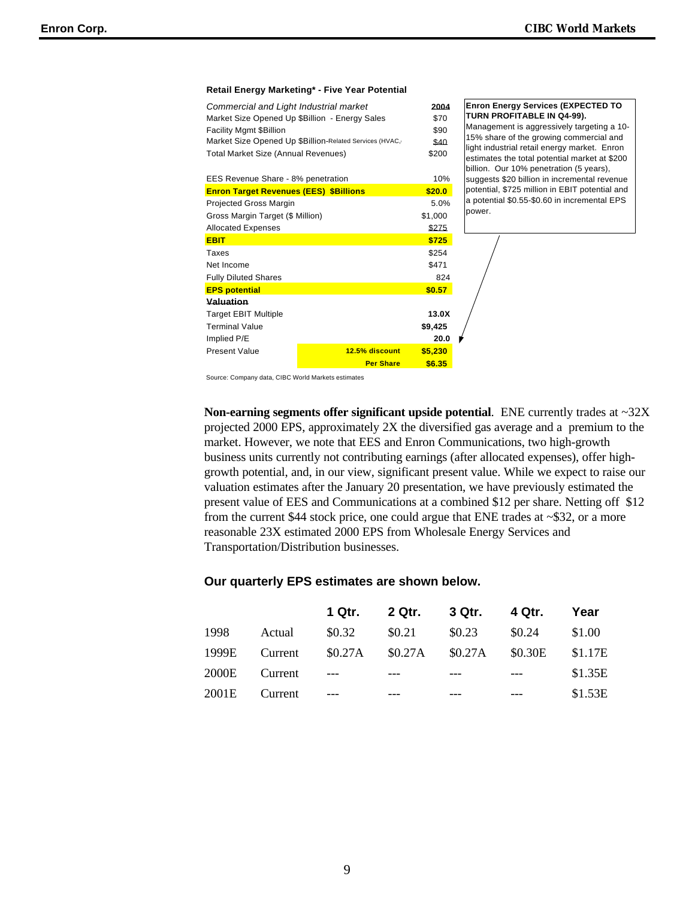**Retail Energy Marketing* - Five Year Potential**

| *Commercial and Light Industrial market* | | 2004 |
|---|---|---|
| Market Size Opened Up $Billion - Energy Sales | | $70 |
| Facility Mgmt $Billion | | $90 |
| Market Size Opened Up $Billion-Related Services (HVAC, | | $40 |
| Total Market Size (Annual Revenues) | | $200 |
| | | |
| EES Revenue Share - 8% penetration | | 10% |
| **Enron Target Revenues (EES) $Billions** | | **$20.0** |
| Projected Gross Margin | | 5.0% |
| Gross Margin Target ($ Million) | | $1,000 |
| Allocated Expenses | | $275 |
| **EBIT** | | **$725** |
| Taxes | | $254 |
| Net Income | | $471 |
| Fully Diluted Shares | | 824 |
| **EPS potential** | | **$0.57** |
| **Valuation** | | |
| Target EBIT Multiple | | **13.0X** |
| Terminal Value | | **$9,425** |
| Implied P/E | | **20.0** |
| Present Value | **12.5% discount** | **$5,230** |
| | **Per Share** | **$6.35** |

**Enron Energy Services (EXPECTED TO TURN PROFITABLE IN Q4-99).** Management is aggressively targeting a 10-15% share of the growing commercial and light industrial retail energy market. Enron estimates the total potential market at $200 billion. Our 10% penetration (5 years), suggests $20 billion in incremental revenue potential, $725 million in EBIT potential and a potential $0.55-$0.60 in incremental EPS power.

Source: Company data, CIBC World Markets estimates

**Non-earning segments offer significant upside potential**. ENE currently trades at ~32X projected 2000 EPS, approximately 2X the diversified gas average and a premium to the market. However, we note that EES and Enron Communications, two high-growth business units currently not contributing earnings (after allocated expenses), offer high-growth potential, and, in our view, significant present value. While we expect to raise our valuation estimates after the January 20 presentation, we have previously estimated the present value of EES and Communications at a combined $12 per share. Netting off $12 from the current $44 stock price, one could argue that ENE trades at ~$32, or a more reasonable 23X estimated 2000 EPS from Wholesale Energy Services and Transportation/Distribution businesses.

**Our quarterly EPS estimates are shown below.**

| | | 1 Qtr. | 2 Qtr. | 3 Qtr. | 4 Qtr. | Year |
|---|---|---|---|---|---|---|
| 1998 | Actual | $0.32 | $0.21 | $0.23 | $0.24 | $1.00 |
| 1999E | Current | $0.27A | $0.27A | $0.27A | $0.30E | $1.17E |
| 2000E | Current | --- | --- | --- | --- | $1.35E |
| 2001E | Current | --- | --- | --- | --- | $1.53E |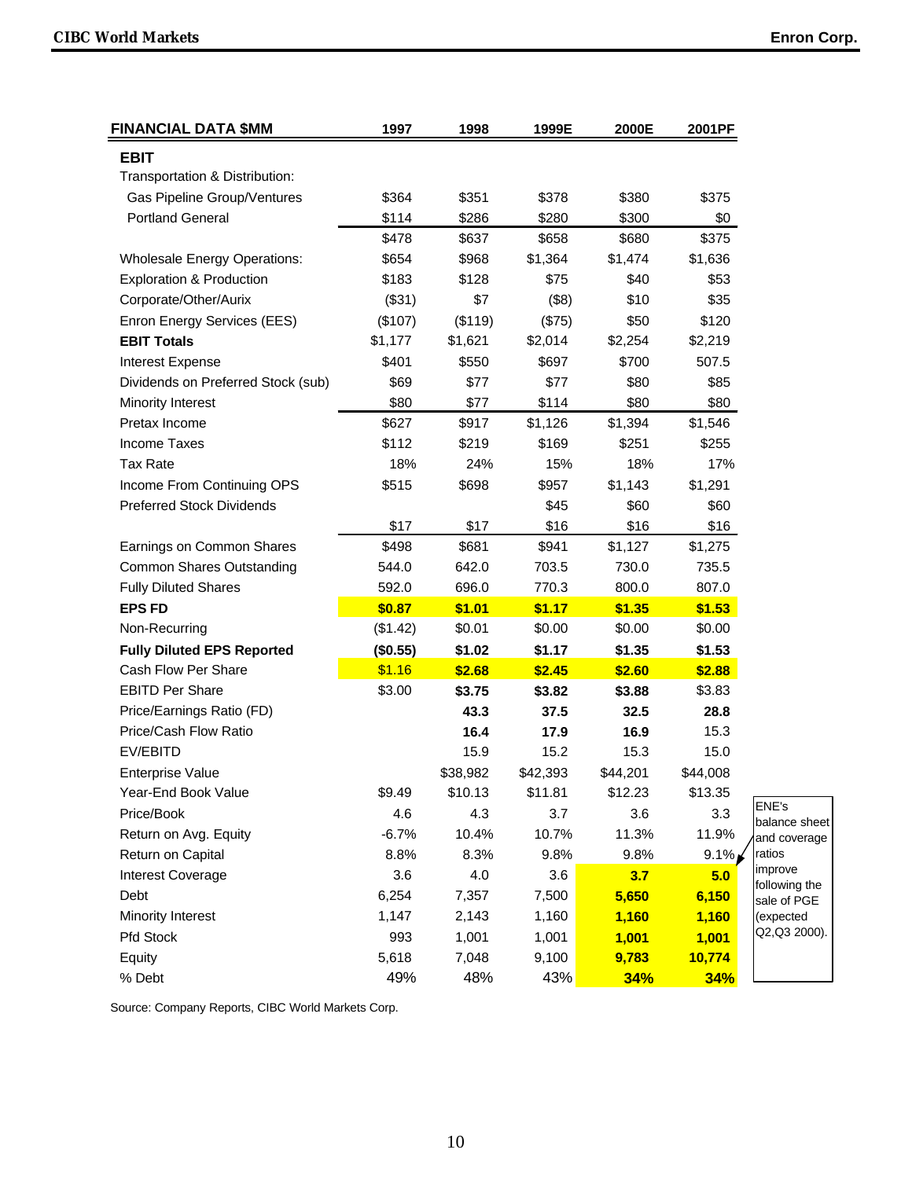| FINANCIAL DATA $MM | 1997 | 1998 | 1999E | 2000E | 2001PF |
|---|---|---|---|---|---|
| **EBIT** | | | | | |
| Transportation & Distribution: | | | | | |
| Gas Pipeline Group/Ventures | $364 | $351 | $378 | $380 | $375 |
| Portland General | $114 | $286 | $280 | $300 | $0 |
| | $478 | $637 | $658 | $680 | $375 |
| Wholesale Energy Operations: | $654 | $968 | $1,364 | $1,474 | $1,636 |
| Exploration & Production | $183 | $128 | $75 | $40 | $53 |
| Corporate/Other/Aurix | ($31) | $7 | ($8) | $10 | $35 |
| Enron Energy Services (EES) | ($107) | ($119) | ($75) | $50 | $120 |
| **EBIT Totals** | $1,177 | $1,621 | $2,014 | $2,254 | $2,219 |
| Interest Expense | $401 | $550 | $697 | $700 | 507.5 |
| Dividends on Preferred Stock (sub) | $69 | $77 | $77 | $80 | $85 |
| Minority Interest | $80 | $77 | $114 | $80 | $80 |
| Pretax Income | $627 | $917 | $1,126 | $1,394 | $1,546 |
| Income Taxes | $112 | $219 | $169 | $251 | $255 |
| Tax Rate | 18% | 24% | 15% | 18% | 17% |
| Income From Continuing OPS | $515 | $698 | $957 | $1,143 | $1,291 |
| Preferred Stock Dividends | | | $45 | $60 | $60 |
| | $17 | $17 | $16 | $16 | $16 |
| Earnings on Common Shares | $498 | $681 | $941 | $1,127 | $1,275 |
| Common Shares Outstanding | 544.0 | 642.0 | 703.5 | 730.0 | 735.5 |
| Fully Diluted Shares | 592.0 | 696.0 | 770.3 | 800.0 | 807.0 |
| **EPS FD** | **$0.87** | **$1.01** | **$1.17** | **$1.35** | **$1.53** |
| Non-Recurring | ($1.42) | $0.01 | $0.00 | $0.00 | $0.00 |
| **Fully Diluted EPS Reported** | **($0.55)** | **$1.02** | **$1.17** | **$1.35** | **$1.53** |
| Cash Flow Per Share | $1.16 | **$2.68** | **$2.45** | **$2.60** | **$2.88** |
| EBITD Per Share | $3.00 | **$3.75** | **$3.82** | **$3.88** | $3.83 |
| Price/Earnings Ratio (FD) | | **43.3** | **37.5** | **32.5** | **28.8** |
| Price/Cash Flow Ratio | | **16.4** | **17.9** | **16.9** | 15.3 |
| EV/EBITD | | 15.9 | 15.2 | 15.3 | 15.0 |
| Enterprise Value | | $38,982 | $42,393 | $44,201 | $44,008 |
| Year-End Book Value | $9.49 | $10.13 | $11.81 | $12.23 | $13.35 |
| Price/Book | 4.6 | 4.3 | 3.7 | 3.6 | 3.3 |
| Return on Avg. Equity | -6.7% | 10.4% | 10.7% | 11.3% | 11.9% |
| Return on Capital | 8.8% | 8.3% | 9.8% | 9.8% | 9.1% |
| Interest Coverage | 3.6 | 4.0 | 3.6 | **3.7** | **5.0** |
| Debt | 6,254 | 7,357 | 7,500 | **5,650** | **6,150** |
| Minority Interest | 1,147 | 2,143 | 1,160 | **1,160** | **1,160** |
| Pfd Stock | 993 | 1,001 | 1,001 | **1,001** | **1,001** |
| Equity | 5,618 | 7,048 | 9,100 | **9,783** | **10,774** |
| % Debt | 49% | 48% | 43% | **34%** | **34%** |

ENE's balance sheet and coverage ratios improve following the sale of PGE (expected Q2,Q3 2000).

Source: Company Reports, CIBC World Markets Corp.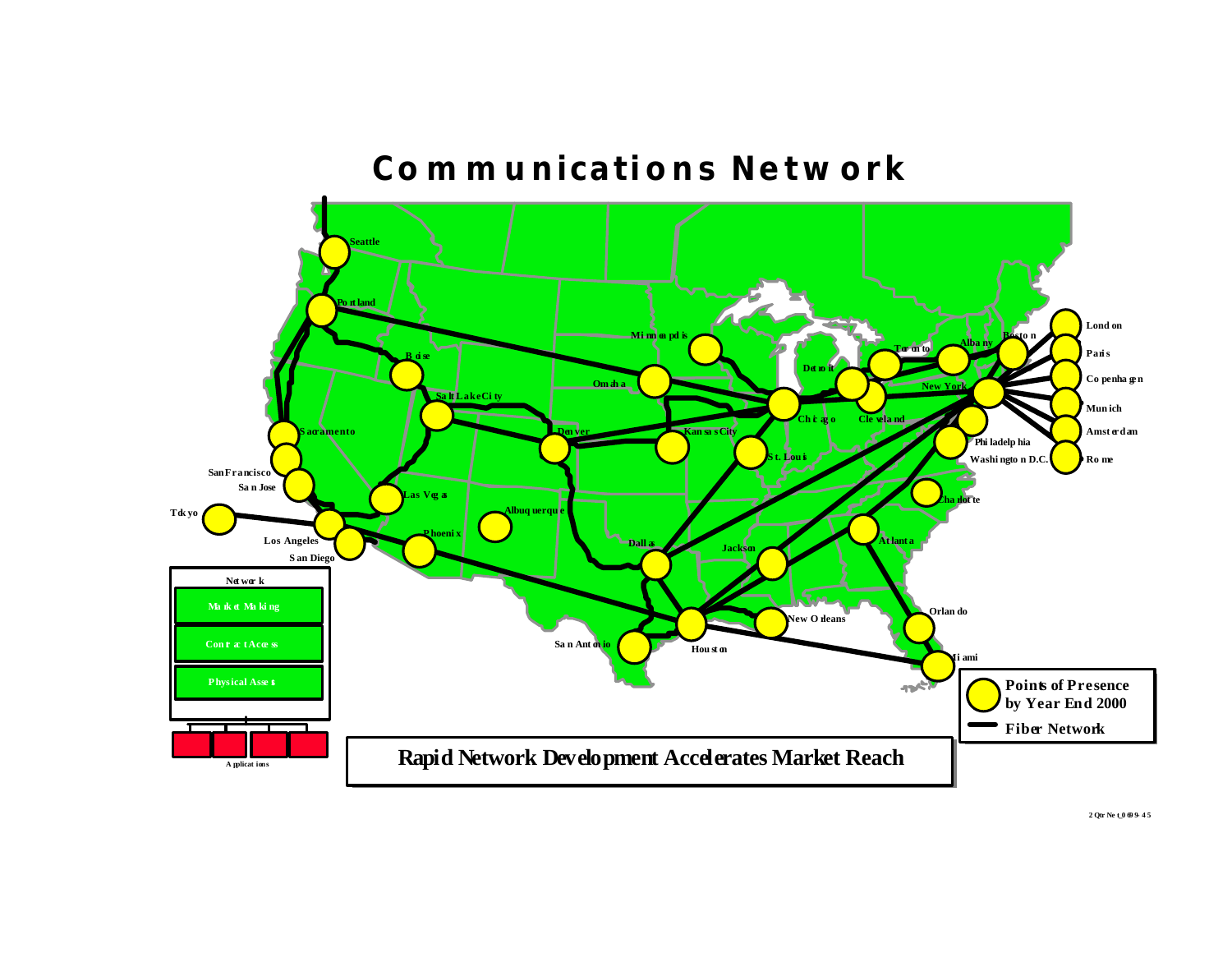# Communications Network

Seattle
Portland
Boise
Salt Lake City
Sacramento
San Francisco
San Jose
Tokyo
Los Angeles
San Diego
Las Vegas
Phoenix
Albuquerque
Denver
Omaha
Minneapolis
Kansas City
Dallas
San Antonio
Houston
Jackson
New Orleans
St. Louis
Chicago
Detroit
Cleveland
Toronto
Albany
Boston
New York
Philadelphia
Washington D.C.
Charlotte
Atlanta
Orlando
Miami
London
Paris
Copenhagen
Munich
Amsterdam
Rome

Network

Market Making

Contract Access

Physical Assets

Applications

Points of Presence by Year End 2000

Fiber Network

**Rapid Network Development Accelerates Market Reach**

2 Qtr Net_0699-45